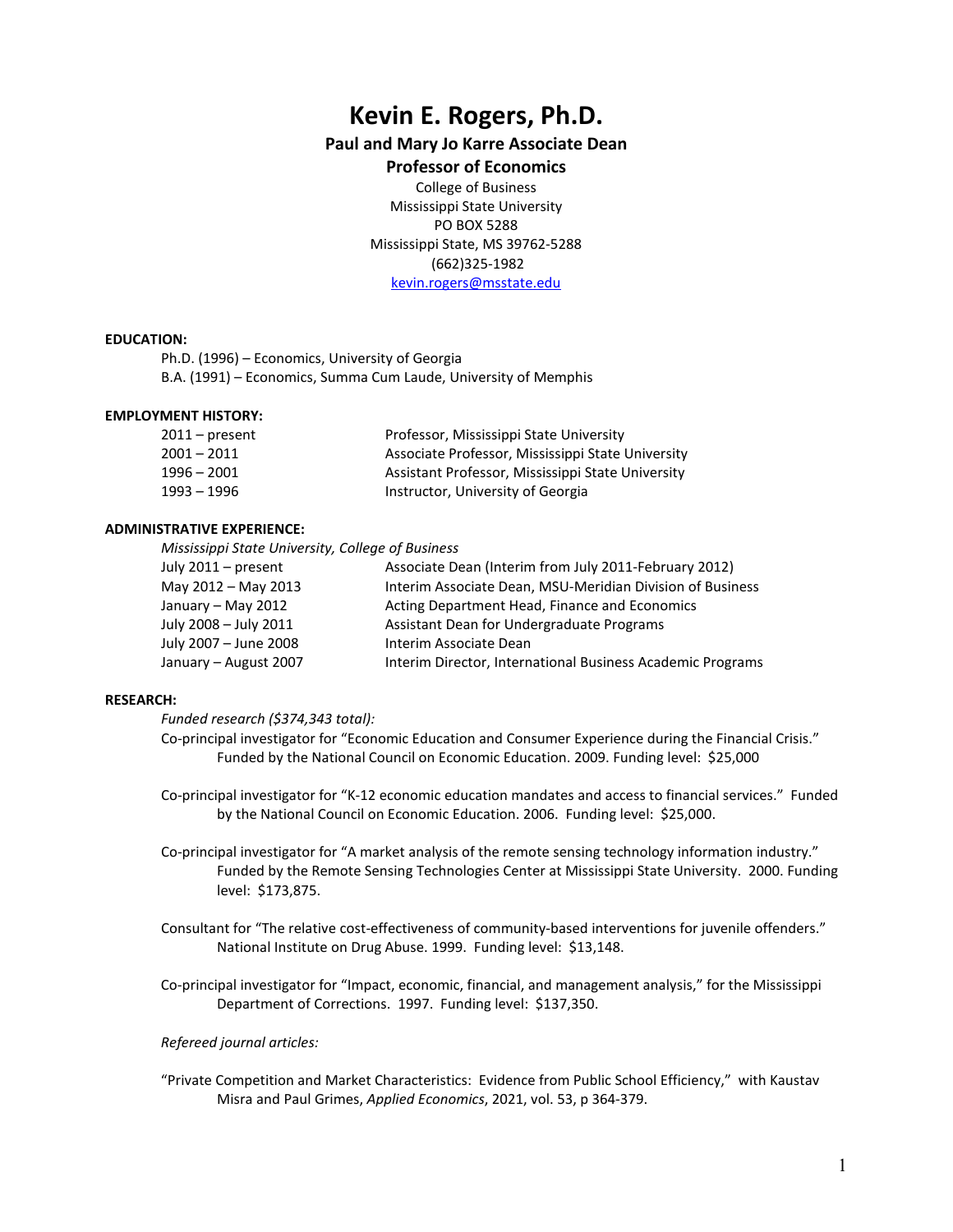# Kevin E. Rogers, Ph.D.

**Paul and Mary Jo Karre Associate Dean**

**Professor of Economics**

College of Business
Mississippi State University
PO BOX 5288
Mississippi State, MS 39762-5288
(662)325-1982
kevin.rogers@msstate.edu

**EDUCATION:**

Ph.D. (1996) – Economics, University of Georgia
B.A. (1991) – Economics, Summa Cum Laude, University of Memphis

**EMPLOYMENT HISTORY:**

| | |
|---|---|
| 2011 – present | Professor, Mississippi State University |
| 2001 – 2011 | Associate Professor, Mississippi State University |
| 1996 – 2001 | Assistant Professor, Mississippi State University |
| 1993 – 1996 | Instructor, University of Georgia |

**ADMINISTRATIVE EXPERIENCE:**

*Mississippi State University, College of Business*

| | |
|---|---|
| July 2011 – present | Associate Dean (Interim from July 2011-February 2012) |
| May 2012 – May 2013 | Interim Associate Dean, MSU-Meridian Division of Business |
| January – May 2012 | Acting Department Head, Finance and Economics |
| July 2008 – July 2011 | Assistant Dean for Undergraduate Programs |
| July 2007 – June 2008 | Interim Associate Dean |
| January – August 2007 | Interim Director, International Business Academic Programs |

**RESEARCH:**

*Funded research ($374,343 total):*

Co-principal investigator for "Economic Education and Consumer Experience during the Financial Crisis." Funded by the National Council on Economic Education. 2009. Funding level: $25,000

Co-principal investigator for "K-12 economic education mandates and access to financial services." Funded by the National Council on Economic Education. 2006. Funding level: $25,000.

Co-principal investigator for "A market analysis of the remote sensing technology information industry." Funded by the Remote Sensing Technologies Center at Mississippi State University. 2000. Funding level: $173,875.

Consultant for "The relative cost-effectiveness of community-based interventions for juvenile offenders." National Institute on Drug Abuse. 1999. Funding level: $13,148.

Co-principal investigator for "Impact, economic, financial, and management analysis," for the Mississippi Department of Corrections. 1997. Funding level: $137,350.

*Refereed journal articles:*

"Private Competition and Market Characteristics: Evidence from Public School Efficiency," with Kaustav Misra and Paul Grimes, *Applied Economics*, 2021, vol. 53, p 364-379.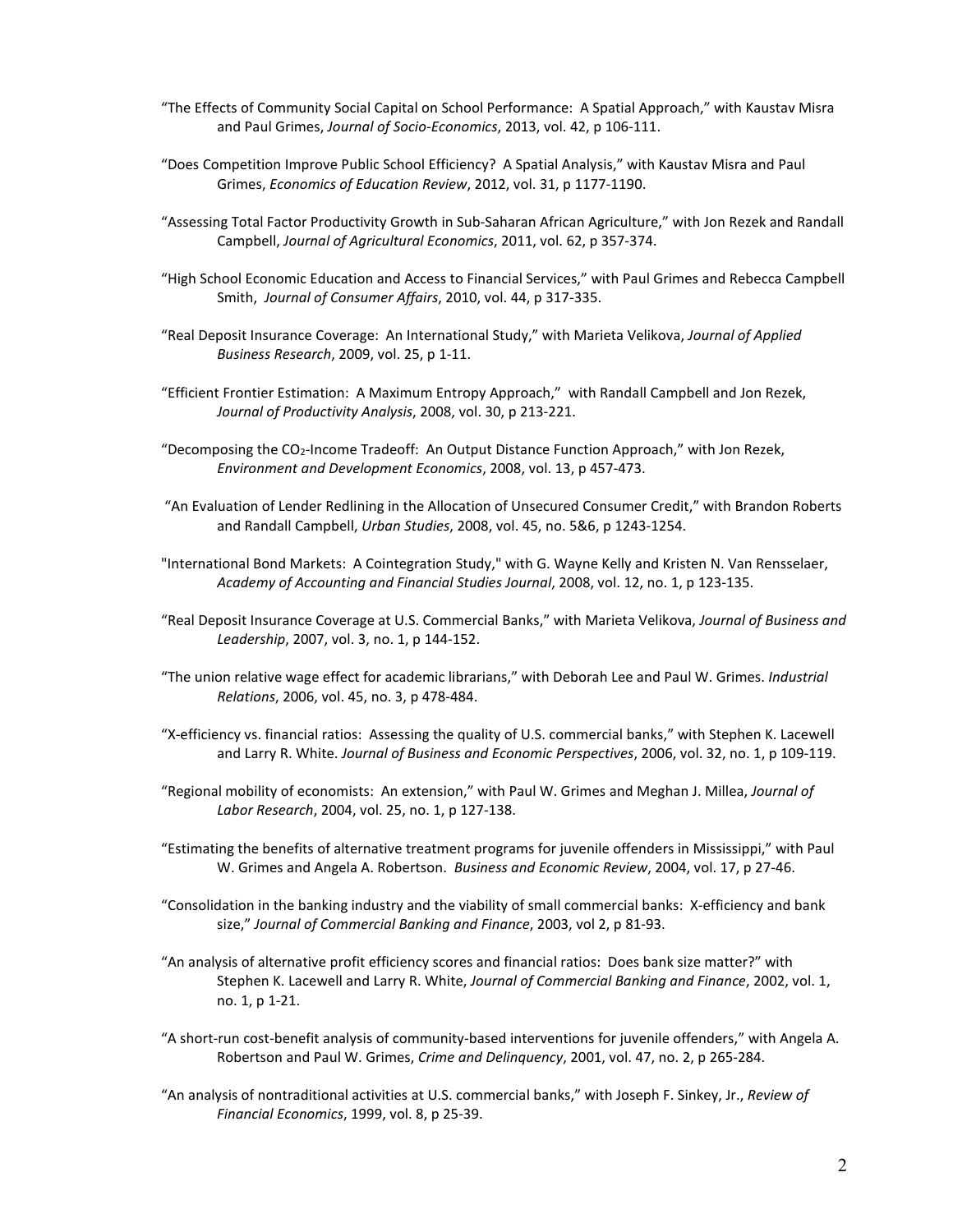"The Effects of Community Social Capital on School Performance: A Spatial Approach," with Kaustav Misra and Paul Grimes, *Journal of Socio-Economics*, 2013, vol. 42, p 106-111.

"Does Competition Improve Public School Efficiency? A Spatial Analysis," with Kaustav Misra and Paul Grimes, *Economics of Education Review*, 2012, vol. 31, p 1177-1190.

"Assessing Total Factor Productivity Growth in Sub-Saharan African Agriculture," with Jon Rezek and Randall Campbell, *Journal of Agricultural Economics*, 2011, vol. 62, p 357-374.

"High School Economic Education and Access to Financial Services," with Paul Grimes and Rebecca Campbell Smith, *Journal of Consumer Affairs*, 2010, vol. 44, p 317-335.

"Real Deposit Insurance Coverage: An International Study," with Marieta Velikova, *Journal of Applied Business Research*, 2009, vol. 25, p 1-11.

"Efficient Frontier Estimation: A Maximum Entropy Approach," with Randall Campbell and Jon Rezek, *Journal of Productivity Analysis*, 2008, vol. 30, p 213-221.

"Decomposing the $CO_2$-Income Tradeoff: An Output Distance Function Approach," with Jon Rezek, *Environment and Development Economics*, 2008, vol. 13, p 457-473.

"An Evaluation of Lender Redlining in the Allocation of Unsecured Consumer Credit," with Brandon Roberts and Randall Campbell, *Urban Studies*, 2008, vol. 45, no. 5&6, p 1243-1254.

"International Bond Markets: A Cointegration Study," with G. Wayne Kelly and Kristen N. Van Rensselaer, *Academy of Accounting and Financial Studies Journal*, 2008, vol. 12, no. 1, p 123-135.

"Real Deposit Insurance Coverage at U.S. Commercial Banks," with Marieta Velikova, *Journal of Business and Leadership*, 2007, vol. 3, no. 1, p 144-152.

"The union relative wage effect for academic librarians," with Deborah Lee and Paul W. Grimes. *Industrial Relations*, 2006, vol. 45, no. 3, p 478-484.

"X-efficiency vs. financial ratios: Assessing the quality of U.S. commercial banks," with Stephen K. Lacewell and Larry R. White. *Journal of Business and Economic Perspectives*, 2006, vol. 32, no. 1, p 109-119.

"Regional mobility of economists: An extension," with Paul W. Grimes and Meghan J. Millea, *Journal of Labor Research*, 2004, vol. 25, no. 1, p 127-138.

"Estimating the benefits of alternative treatment programs for juvenile offenders in Mississippi," with Paul W. Grimes and Angela A. Robertson. *Business and Economic Review*, 2004, vol. 17, p 27-46.

"Consolidation in the banking industry and the viability of small commercial banks: X-efficiency and bank size," *Journal of Commercial Banking and Finance*, 2003, vol 2, p 81-93.

"An analysis of alternative profit efficiency scores and financial ratios: Does bank size matter?" with Stephen K. Lacewell and Larry R. White, *Journal of Commercial Banking and Finance*, 2002, vol. 1, no. 1, p 1-21.

"A short-run cost-benefit analysis of community-based interventions for juvenile offenders," with Angela A. Robertson and Paul W. Grimes, *Crime and Delinquency*, 2001, vol. 47, no. 2, p 265-284.

"An analysis of nontraditional activities at U.S. commercial banks," with Joseph F. Sinkey, Jr., *Review of Financial Economics*, 1999, vol. 8, p 25-39.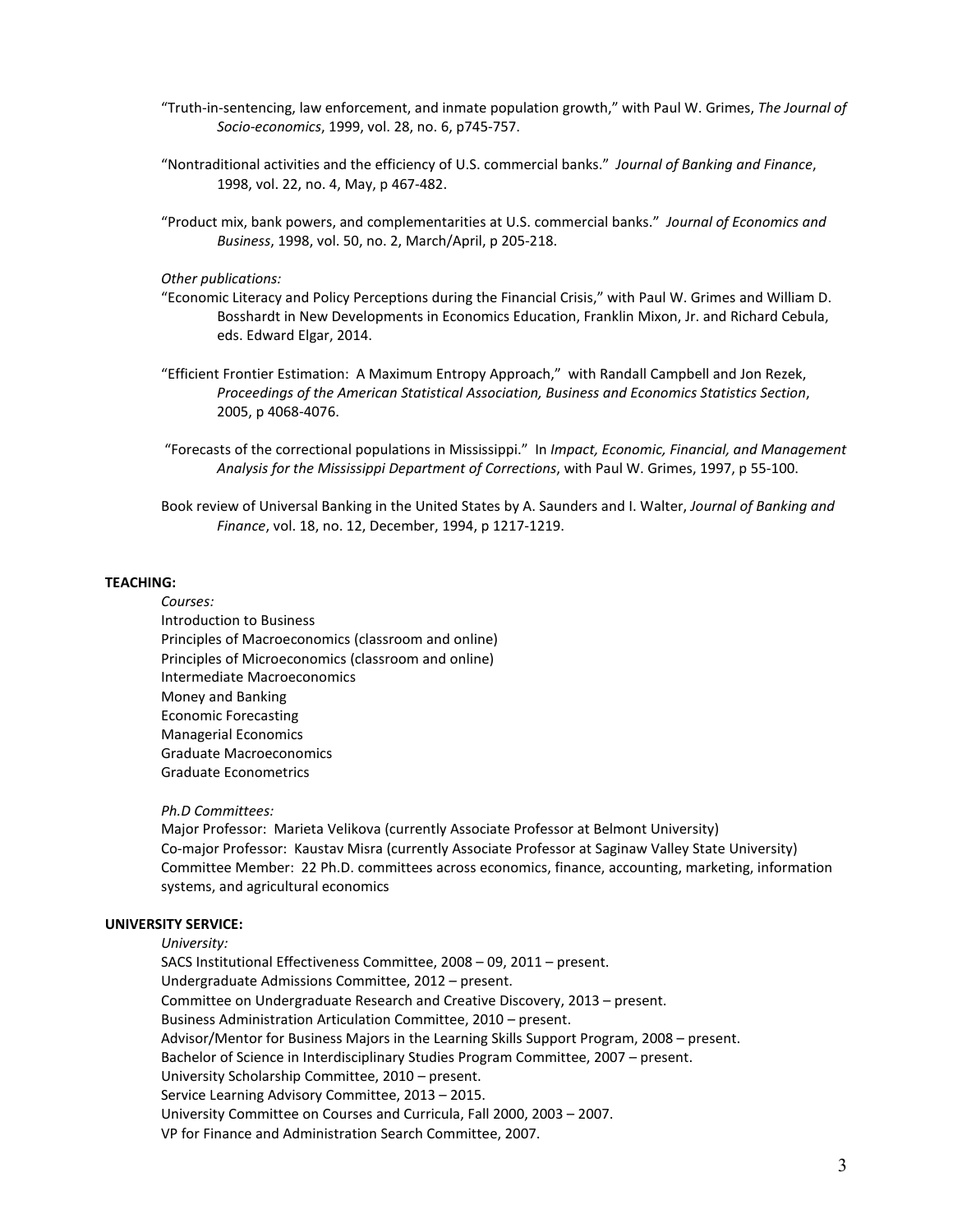"Truth-in-sentencing, law enforcement, and inmate population growth," with Paul W. Grimes, *The Journal of Socio-economics*, 1999, vol. 28, no. 6, p745-757.

"Nontraditional activities and the efficiency of U.S. commercial banks." *Journal of Banking and Finance*, 1998, vol. 22, no. 4, May, p 467-482.

"Product mix, bank powers, and complementarities at U.S. commercial banks." *Journal of Economics and Business*, 1998, vol. 50, no. 2, March/April, p 205-218.

*Other publications:*

"Economic Literacy and Policy Perceptions during the Financial Crisis," with Paul W. Grimes and William D. Bosshardt in New Developments in Economics Education, Franklin Mixon, Jr. and Richard Cebula, eds. Edward Elgar, 2014.

"Efficient Frontier Estimation: A Maximum Entropy Approach," with Randall Campbell and Jon Rezek, *Proceedings of the American Statistical Association, Business and Economics Statistics Section*, 2005, p 4068-4076.

"Forecasts of the correctional populations in Mississippi." In *Impact, Economic, Financial, and Management Analysis for the Mississippi Department of Corrections*, with Paul W. Grimes, 1997, p 55-100.

Book review of Universal Banking in the United States by A. Saunders and I. Walter, *Journal of Banking and Finance*, vol. 18, no. 12, December, 1994, p 1217-1219.

**TEACHING:**

*Courses:*

Introduction to Business
Principles of Macroeconomics (classroom and online)
Principles of Microeconomics (classroom and online)
Intermediate Macroeconomics
Money and Banking
Economic Forecasting
Managerial Economics
Graduate Macroeconomics
Graduate Econometrics

*Ph.D Committees:*

Major Professor: Marieta Velikova (currently Associate Professor at Belmont University)
Co-major Professor: Kaustav Misra (currently Associate Professor at Saginaw Valley State University)
Committee Member: 22 Ph.D. committees across economics, finance, accounting, marketing, information systems, and agricultural economics

**UNIVERSITY SERVICE:**

*University:*

SACS Institutional Effectiveness Committee, 2008 – 09, 2011 – present.
Undergraduate Admissions Committee, 2012 – present.
Committee on Undergraduate Research and Creative Discovery, 2013 – present.
Business Administration Articulation Committee, 2010 – present.
Advisor/Mentor for Business Majors in the Learning Skills Support Program, 2008 – present.
Bachelor of Science in Interdisciplinary Studies Program Committee, 2007 – present.
University Scholarship Committee, 2010 – present.
Service Learning Advisory Committee, 2013 – 2015.
University Committee on Courses and Curricula, Fall 2000, 2003 – 2007.
VP for Finance and Administration Search Committee, 2007.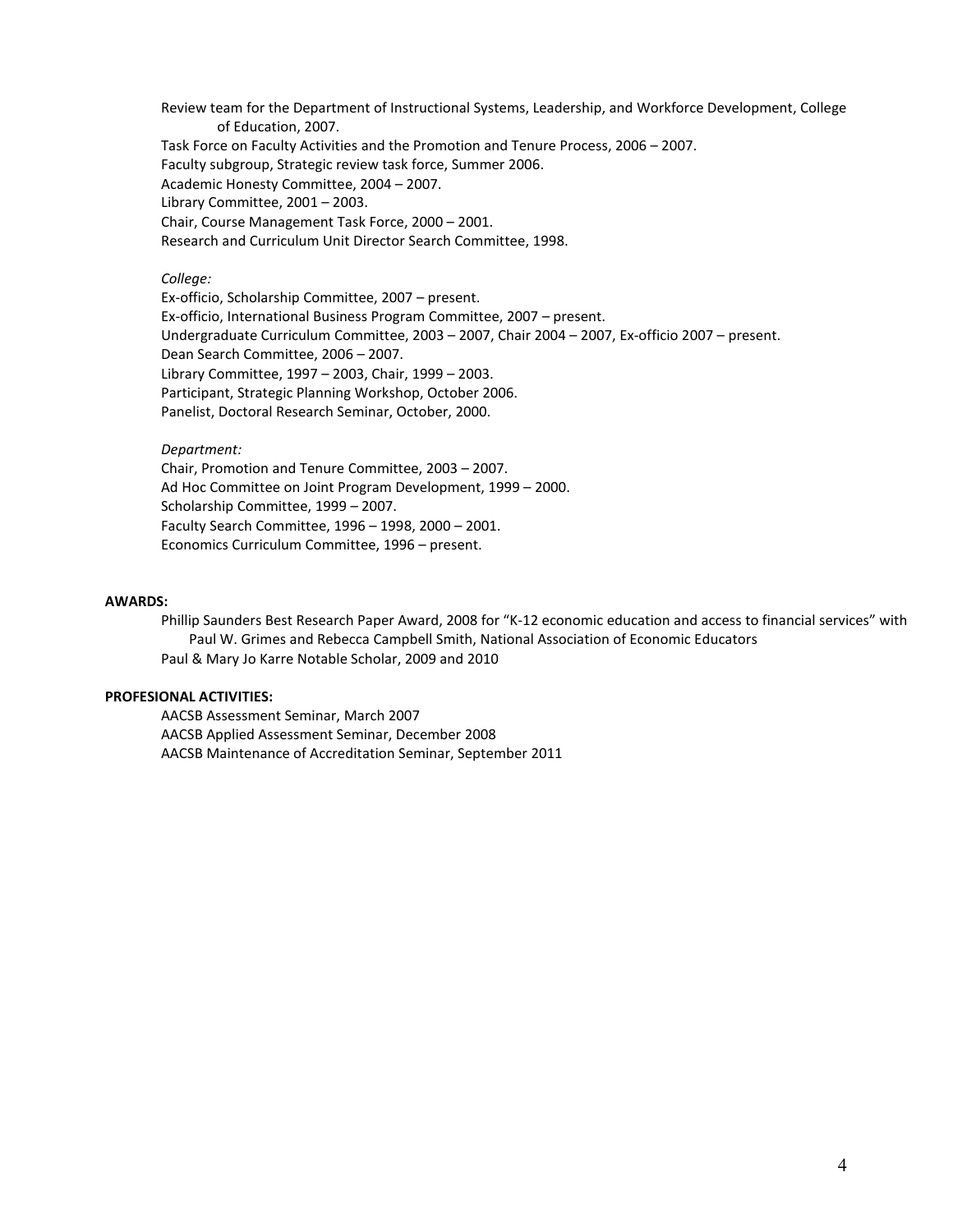Review team for the Department of Instructional Systems, Leadership, and Workforce Development, College of Education, 2007.
Task Force on Faculty Activities and the Promotion and Tenure Process, 2006 – 2007.
Faculty subgroup, Strategic review task force, Summer 2006.
Academic Honesty Committee, 2004 – 2007.
Library Committee, 2001 – 2003.
Chair, Course Management Task Force, 2000 – 2001.
Research and Curriculum Unit Director Search Committee, 1998.

*College:*

Ex-officio, Scholarship Committee, 2007 – present.
Ex-officio, International Business Program Committee, 2007 – present.
Undergraduate Curriculum Committee, 2003 – 2007, Chair 2004 – 2007, Ex-officio 2007 – present.
Dean Search Committee, 2006 – 2007.
Library Committee, 1997 – 2003, Chair, 1999 – 2003.
Participant, Strategic Planning Workshop, October 2006.
Panelist, Doctoral Research Seminar, October, 2000.

*Department:*

Chair, Promotion and Tenure Committee, 2003 – 2007.
Ad Hoc Committee on Joint Program Development, 1999 – 2000.
Scholarship Committee, 1999 – 2007.
Faculty Search Committee, 1996 – 1998, 2000 – 2001.
Economics Curriculum Committee, 1996 – present.

**AWARDS:**

Phillip Saunders Best Research Paper Award, 2008 for "K-12 economic education and access to financial services" with Paul W. Grimes and Rebecca Campbell Smith, National Association of Economic Educators
Paul & Mary Jo Karre Notable Scholar, 2009 and 2010

**PROFESIONAL ACTIVITIES:**

AACSB Assessment Seminar, March 2007
AACSB Applied Assessment Seminar, December 2008
AACSB Maintenance of Accreditation Seminar, September 2011